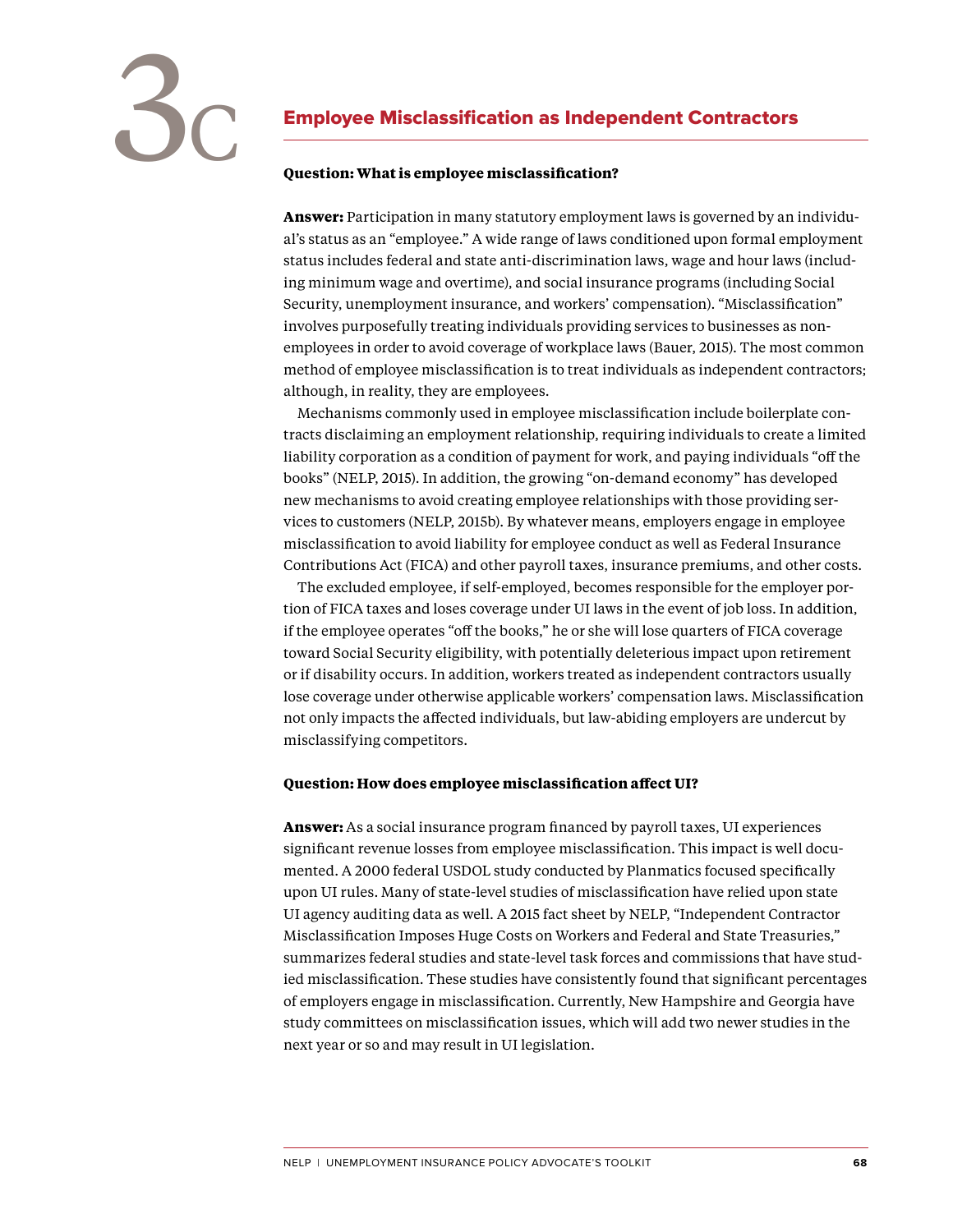# 3C Employee Misclassification as Independent Contractors

**Question: What is employee misclassification?**

**Answer:** Participation in many statutory employment laws is governed by an individual's status as an "employee." A wide range of laws conditioned upon formal employment status includes federal and state anti-discrimination laws, wage and hour laws (including minimum wage and overtime), and social insurance programs (including Social Security, unemployment insurance, and workers' compensation). "Misclassification" involves purposefully treating individuals providing services to businesses as non-employees in order to avoid coverage of workplace laws (Bauer, 2015). The most common method of employee misclassification is to treat individuals as independent contractors; although, in reality, they are employees.

Mechanisms commonly used in employee misclassification include boilerplate contracts disclaiming an employment relationship, requiring individuals to create a limited liability corporation as a condition of payment for work, and paying individuals "off the books" (NELP, 2015). In addition, the growing "on-demand economy" has developed new mechanisms to avoid creating employee relationships with those providing services to customers (NELP, 2015b). By whatever means, employers engage in employee misclassification to avoid liability for employee conduct as well as Federal Insurance Contributions Act (FICA) and other payroll taxes, insurance premiums, and other costs.

The excluded employee, if self-employed, becomes responsible for the employer portion of FICA taxes and loses coverage under UI laws in the event of job loss. In addition, if the employee operates "off the books," he or she will lose quarters of FICA coverage toward Social Security eligibility, with potentially deleterious impact upon retirement or if disability occurs. In addition, workers treated as independent contractors usually lose coverage under otherwise applicable workers' compensation laws. Misclassification not only impacts the affected individuals, but law-abiding employers are undercut by misclassifying competitors.

**Question: How does employee misclassification affect UI?**

**Answer:** As a social insurance program financed by payroll taxes, UI experiences significant revenue losses from employee misclassification. This impact is well documented. A 2000 federal USDOL study conducted by Planmatics focused specifically upon UI rules. Many of state-level studies of misclassification have relied upon state UI agency auditing data as well. A 2015 fact sheet by NELP, "Independent Contractor Misclassification Imposes Huge Costs on Workers and Federal and State Treasuries," summarizes federal studies and state-level task forces and commissions that have studied misclassification. These studies have consistently found that significant percentages of employers engage in misclassification. Currently, New Hampshire and Georgia have study committees on misclassification issues, which will add two newer studies in the next year or so and may result in UI legislation.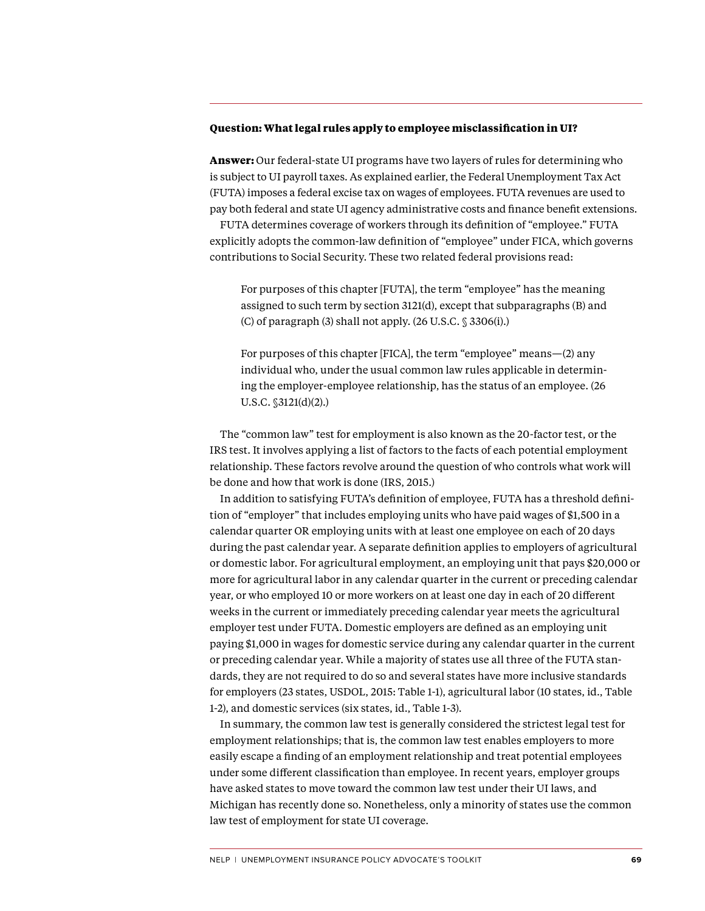**Question: What legal rules apply to employee misclassification in UI?**

**Answer:** Our federal-state UI programs have two layers of rules for determining who is subject to UI payroll taxes. As explained earlier, the Federal Unemployment Tax Act (FUTA) imposes a federal excise tax on wages of employees. FUTA revenues are used to pay both federal and state UI agency administrative costs and finance benefit extensions.

FUTA determines coverage of workers through its definition of "employee." FUTA explicitly adopts the common-law definition of "employee" under FICA, which governs contributions to Social Security. These two related federal provisions read:

> For purposes of this chapter [FUTA], the term "employee" has the meaning assigned to such term by section 3121(d), except that subparagraphs (B) and (C) of paragraph (3) shall not apply. (26 U.S.C. § 3306(i).)

> For purposes of this chapter [FICA], the term "employee" means—(2) any individual who, under the usual common law rules applicable in determining the employer-employee relationship, has the status of an employee. (26 U.S.C. §3121(d)(2).)

The "common law" test for employment is also known as the 20-factor test, or the IRS test. It involves applying a list of factors to the facts of each potential employment relationship. These factors revolve around the question of who controls what work will be done and how that work is done (IRS, 2015.)

In addition to satisfying FUTA's definition of employee, FUTA has a threshold definition of "employer" that includes employing units who have paid wages of $1,500 in a calendar quarter OR employing units with at least one employee on each of 20 days during the past calendar year. A separate definition applies to employers of agricultural or domestic labor. For agricultural employment, an employing unit that pays $20,000 or more for agricultural labor in any calendar quarter in the current or preceding calendar year, or who employed 10 or more workers on at least one day in each of 20 different weeks in the current or immediately preceding calendar year meets the agricultural employer test under FUTA. Domestic employers are defined as an employing unit paying $1,000 in wages for domestic service during any calendar quarter in the current or preceding calendar year. While a majority of states use all three of the FUTA standards, they are not required to do so and several states have more inclusive standards for employers (23 states, USDOL, 2015: Table 1-1), agricultural labor (10 states, id., Table 1-2), and domestic services (six states, id., Table 1-3).

In summary, the common law test is generally considered the strictest legal test for employment relationships; that is, the common law test enables employers to more easily escape a finding of an employment relationship and treat potential employees under some different classification than employee. In recent years, employer groups have asked states to move toward the common law test under their UI laws, and Michigan has recently done so. Nonetheless, only a minority of states use the common law test of employment for state UI coverage.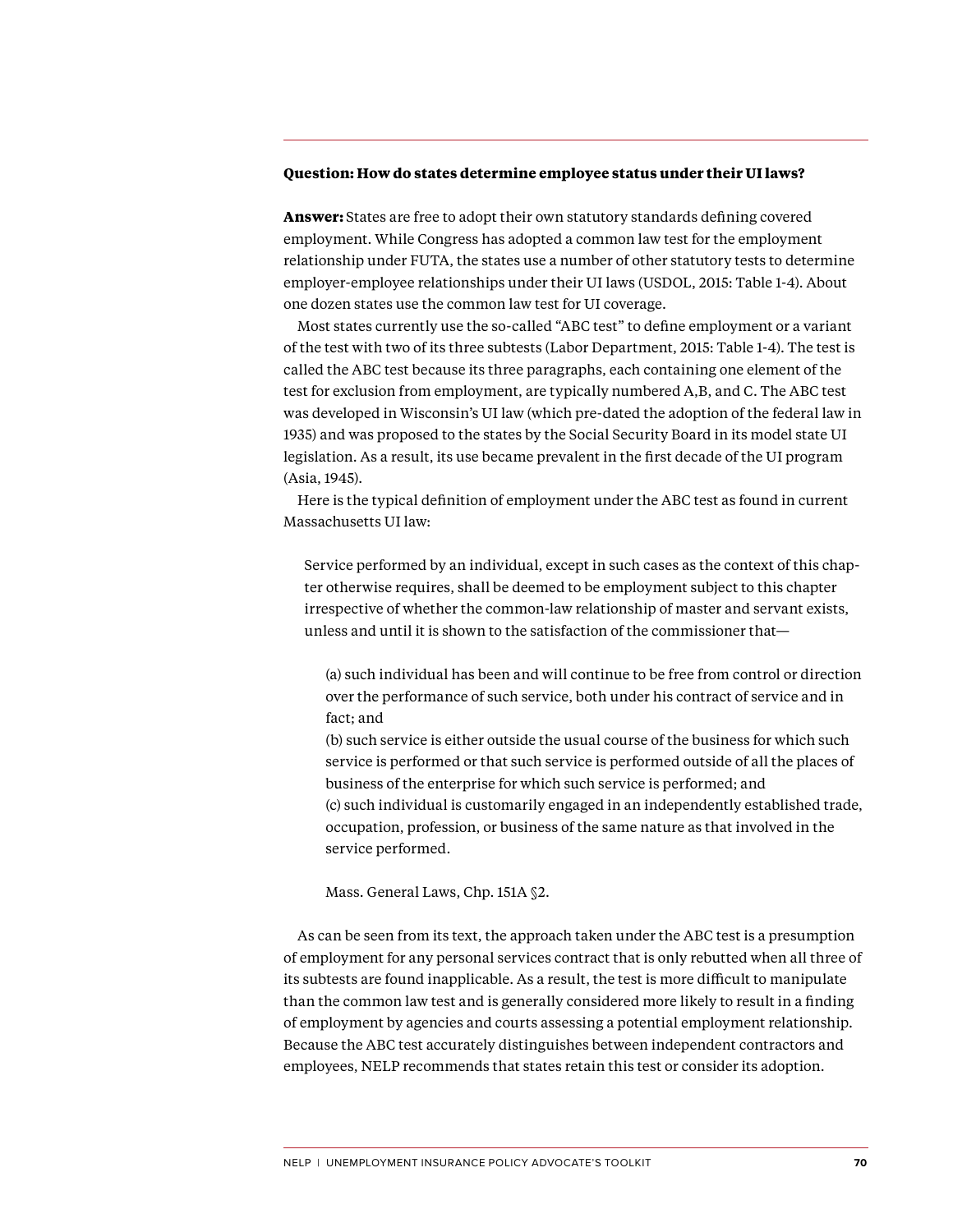**Question: How do states determine employee status under their UI laws?**

**Answer:** States are free to adopt their own statutory standards defining covered employment. While Congress has adopted a common law test for the employment relationship under FUTA, the states use a number of other statutory tests to determine employer-employee relationships under their UI laws (USDOL, 2015: Table 1-4). About one dozen states use the common law test for UI coverage.

Most states currently use the so-called "ABC test" to define employment or a variant of the test with two of its three subtests (Labor Department, 2015: Table 1-4). The test is called the ABC test because its three paragraphs, each containing one element of the test for exclusion from employment, are typically numbered A,B, and C. The ABC test was developed in Wisconsin's UI law (which pre-dated the adoption of the federal law in 1935) and was proposed to the states by the Social Security Board in its model state UI legislation. As a result, its use became prevalent in the first decade of the UI program (Asia, 1945).

Here is the typical definition of employment under the ABC test as found in current Massachusetts UI law:

> Service performed by an individual, except in such cases as the context of this chapter otherwise requires, shall be deemed to be employment subject to this chapter irrespective of whether the common-law relationship of master and servant exists, unless and until it is shown to the satisfaction of the commissioner that—
>
> (a) such individual has been and will continue to be free from control or direction over the performance of such service, both under his contract of service and in fact; and
> (b) such service is either outside the usual course of the business for which such service is performed or that such service is performed outside of all the places of business of the enterprise for which such service is performed; and
> (c) such individual is customarily engaged in an independently established trade, occupation, profession, or business of the same nature as that involved in the service performed.
>
> Mass. General Laws, Chp. 151A §2.

As can be seen from its text, the approach taken under the ABC test is a presumption of employment for any personal services contract that is only rebutted when all three of its subtests are found inapplicable. As a result, the test is more difficult to manipulate than the common law test and is generally considered more likely to result in a finding of employment by agencies and courts assessing a potential employment relationship. Because the ABC test accurately distinguishes between independent contractors and employees, NELP recommends that states retain this test or consider its adoption.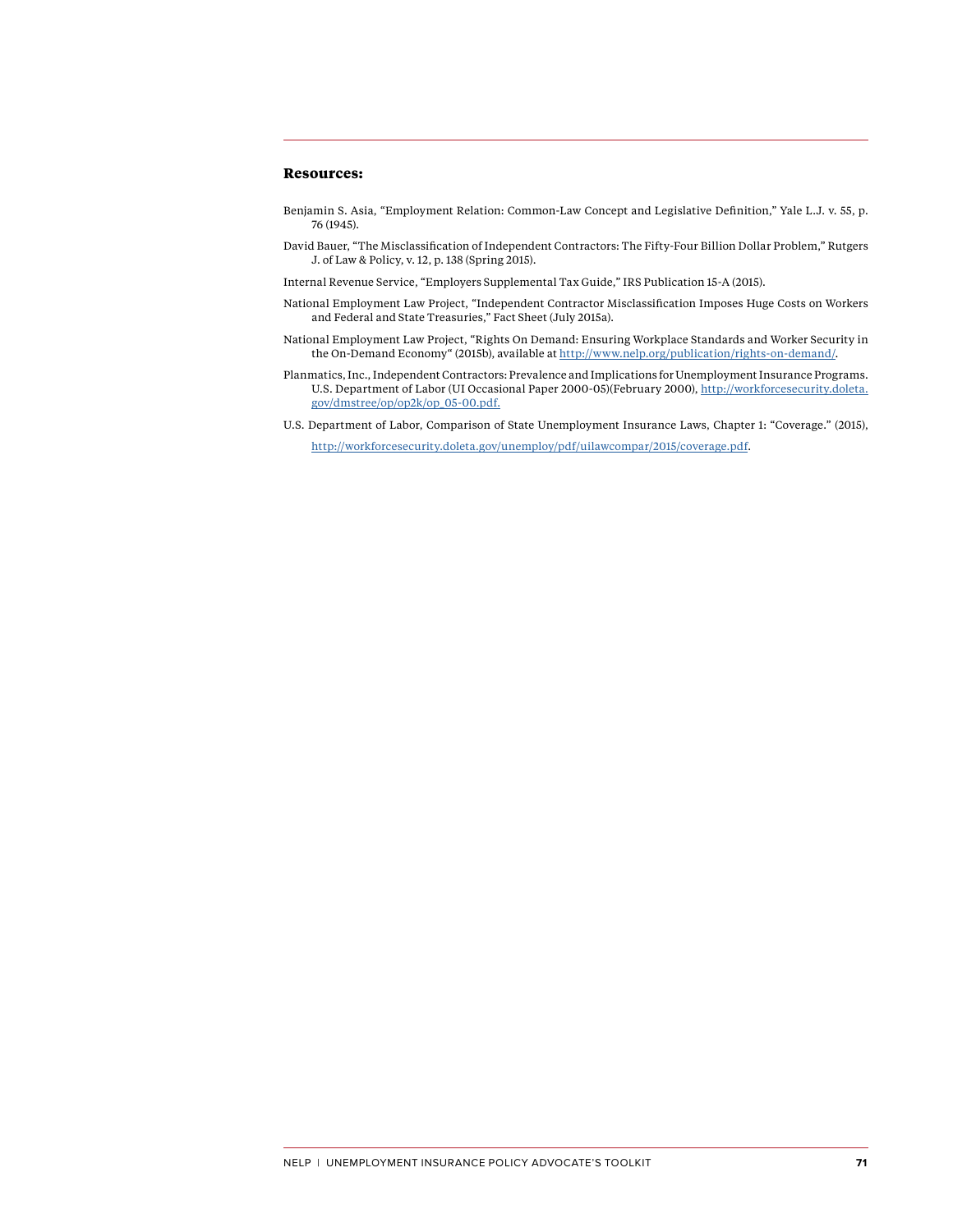**Resources:**

Benjamin S. Asia, "Employment Relation: Common-Law Concept and Legislative Definition," Yale L.J. v. 55, p. 76 (1945).

David Bauer, "The Misclassification of Independent Contractors: The Fifty-Four Billion Dollar Problem," Rutgers J. of Law & Policy, v. 12, p. 138 (Spring 2015).

Internal Revenue Service, "Employers Supplemental Tax Guide," IRS Publication 15-A (2015).

National Employment Law Project, "Independent Contractor Misclassification Imposes Huge Costs on Workers and Federal and State Treasuries," Fact Sheet (July 2015a).

National Employment Law Project, "Rights On Demand: Ensuring Workplace Standards and Worker Security in the On-Demand Economy" (2015b), available at http://www.nelp.org/publication/rights-on-demand/.

Planmatics, Inc., Independent Contractors: Prevalence and Implications for Unemployment Insurance Programs. U.S. Department of Labor (UI Occasional Paper 2000-05)(February 2000), http://workforcesecurity.doleta.gov/dmstree/op/op2k/op_05-00.pdf.

U.S. Department of Labor, Comparison of State Unemployment Insurance Laws, Chapter 1: "Coverage." (2015), http://workforcesecurity.doleta.gov/unemploy/pdf/uilawcompar/2015/coverage.pdf.